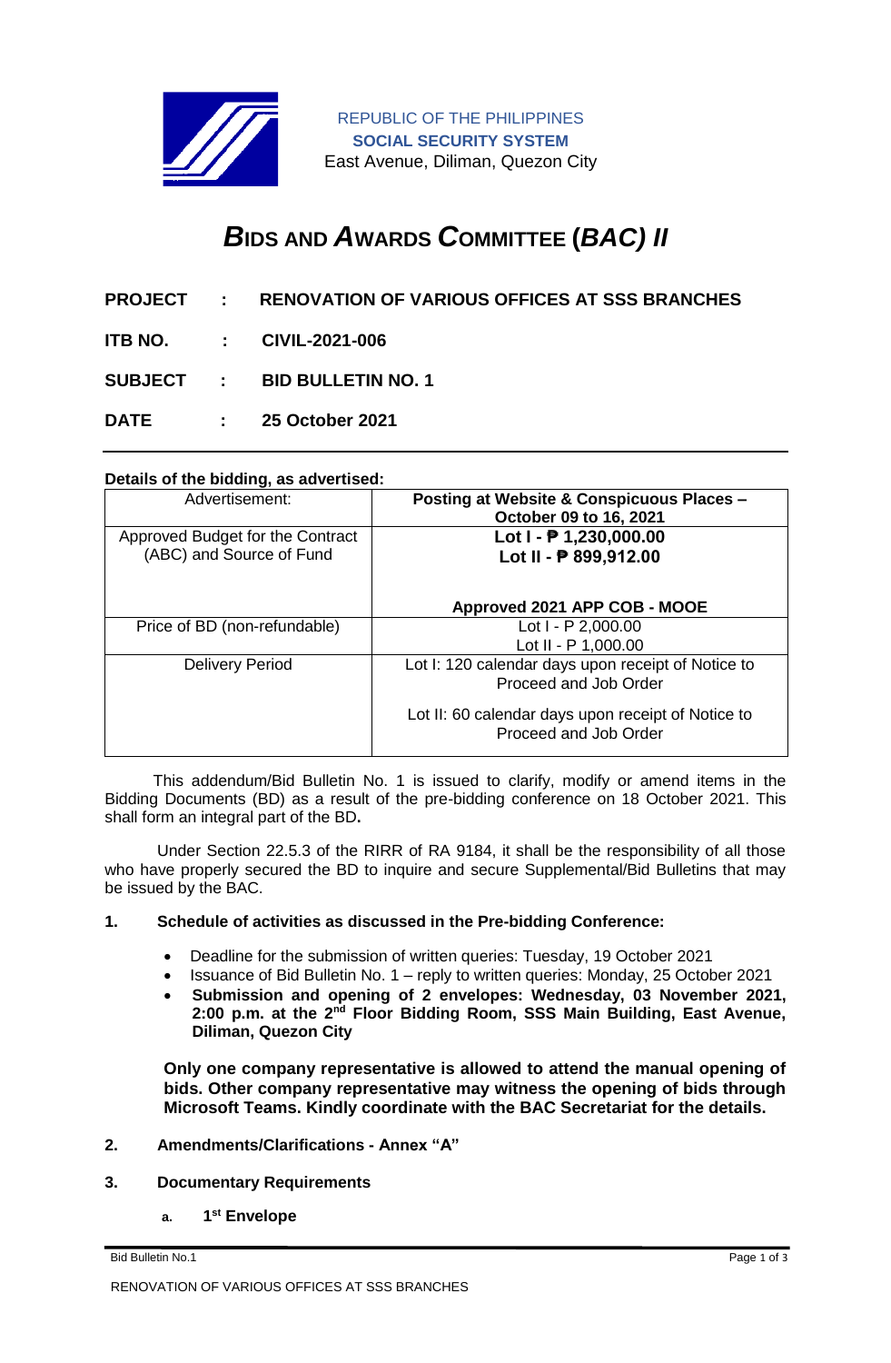REPUBLIC OF THE PHILIPPINES
**SOCIAL SECURITY SYSTEM**
East Avenue, Diliman, Quezon City

# *B*IDS AND *A*WARDS *C*OMMITTEE (*BAC) II*

**PROJECT : RENOVATION OF VARIOUS OFFICES AT SSS BRANCHES**

**ITB NO. : CIVIL-2021-006**

**SUBJECT : BID BULLETIN NO. 1**

**DATE : 25 October 2021**

---

**Details of the bidding, as advertised:**

| Advertisement: | **Posting at Website & Conspicuous Places – October 09 to 16, 2021** |
|---|---|
| Approved Budget for the Contract (ABC) and Source of Fund | **Lot I - ₱ 1,230,000.00**<br>**Lot II - ₱ 899,912.00**<br><br>**Approved 2021 APP COB - MOOE** |
| Price of BD (non-refundable) | Lot I - P 2,000.00<br>Lot II - P 1,000.00 |
| Delivery Period | Lot I: 120 calendar days upon receipt of Notice to Proceed and Job Order<br><br>Lot II: 60 calendar days upon receipt of Notice to Proceed and Job Order |

This addendum/Bid Bulletin No. 1 is issued to clarify, modify or amend items in the Bidding Documents (BD) as a result of the pre-bidding conference on 18 October 2021. This shall form an integral part of the BD**.**

Under Section 22.5.3 of the RIRR of RA 9184, it shall be the responsibility of all those who have properly secured the BD to inquire and secure Supplemental/Bid Bulletins that may be issued by the BAC.

**1. Schedule of activities as discussed in the Pre-bidding Conference:**

- Deadline for the submission of written queries: Tuesday, 19 October 2021
- Issuance of Bid Bulletin No. 1 – reply to written queries: Monday, 25 October 2021
- **Submission and opening of 2 envelopes: Wednesday, 03 November 2021, 2:00 p.m. at the 2nd Floor Bidding Room, SSS Main Building, East Avenue, Diliman, Quezon City**

**Only one company representative is allowed to attend the manual opening of bids. Other company representative may witness the opening of bids through Microsoft Teams. Kindly coordinate with the BAC Secretariat for the details.**

**2. Amendments/Clarifications - Annex "A"**

**3. Documentary Requirements**

**a. 1st Envelope**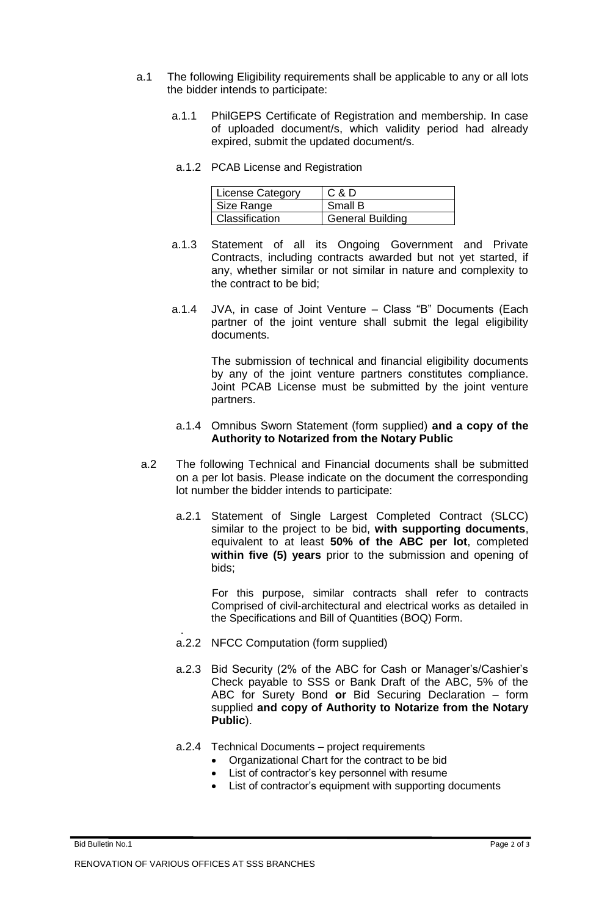a.1 The following Eligibility requirements shall be applicable to any or all lots the bidder intends to participate:

a.1.1 PhilGEPS Certificate of Registration and membership. In case of uploaded document/s, which validity period had already expired, submit the updated document/s.

a.1.2 PCAB License and Registration

| License Category | C & D |
|---|---|
| Size Range | Small B |
| Classification | General Building |

a.1.3 Statement of all its Ongoing Government and Private Contracts, including contracts awarded but not yet started, if any, whether similar or not similar in nature and complexity to the contract to be bid;

a.1.4 JVA, in case of Joint Venture – Class "B" Documents (Each partner of the joint venture shall submit the legal eligibility documents.

The submission of technical and financial eligibility documents by any of the joint venture partners constitutes compliance. Joint PCAB License must be submitted by the joint venture partners.

a.1.4 Omnibus Sworn Statement (form supplied) **and a copy of the Authority to Notarized from the Notary Public**

a.2 The following Technical and Financial documents shall be submitted on a per lot basis. Please indicate on the document the corresponding lot number the bidder intends to participate:

a.2.1 Statement of Single Largest Completed Contract (SLCC) similar to the project to be bid, **with supporting documents**, equivalent to at least **50% of the ABC per lot**, completed **within five (5) years** prior to the submission and opening of bids;

For this purpose, similar contracts shall refer to contracts Comprised of civil-architectural and electrical works as detailed in the Specifications and Bill of Quantities (BOQ) Form.

a.2.2 NFCC Computation (form supplied)

a.2.3 Bid Security (2% of the ABC for Cash or Manager's/Cashier's Check payable to SSS or Bank Draft of the ABC, 5% of the ABC for Surety Bond **or** Bid Securing Declaration – form supplied **and copy of Authority to Notarize from the Notary Public**).

a.2.4 Technical Documents – project requirements

- Organizational Chart for the contract to be bid
- List of contractor's key personnel with resume
- List of contractor's equipment with supporting documents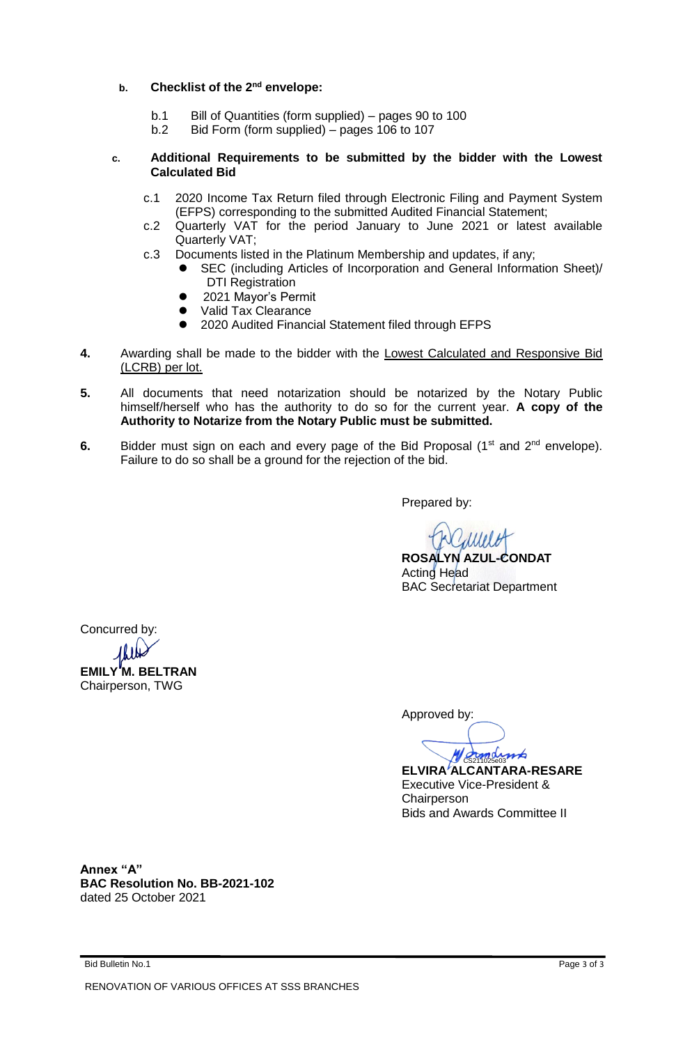**b. Checklist of the 2nd envelope:**

- b.1 Bill of Quantities (form supplied) – pages 90 to 100
- b.2 Bid Form (form supplied) – pages 106 to 107

**c. Additional Requirements to be submitted by the bidder with the Lowest Calculated Bid**

- c.1 2020 Income Tax Return filed through Electronic Filing and Payment System (EFPS) corresponding to the submitted Audited Financial Statement;
- c.2 Quarterly VAT for the period January to June 2021 or latest available Quarterly VAT;
- c.3 Documents listed in the Platinum Membership and updates, if any;
  - SEC (including Articles of Incorporation and General Information Sheet)/ DTI Registration
  - 2021 Mayor's Permit
  - Valid Tax Clearance
  - 2020 Audited Financial Statement filed through EFPS

**4.** Awarding shall be made to the bidder with the Lowest Calculated and Responsive Bid (LCRB) per lot.

**5.** All documents that need notarization should be notarized by the Notary Public himself/herself who has the authority to do so for the current year. **A copy of the Authority to Notarize from the Notary Public must be submitted.**

**6.** Bidder must sign on each and every page of the Bid Proposal (1st and 2nd envelope). Failure to do so shall be a ground for the rejection of the bid.

Prepared by:

**ROSALYN AZUL-CONDAT**
Acting Head
BAC Secretariat Department

Concurred by:

**EMILY M. BELTRAN**
Chairperson, TWG

Approved by:

**ELVIRA ALCANTARA-RESARE**
Executive Vice-President &
Chairperson
Bids and Awards Committee II

**Annex "A"**
**BAC Resolution No. BB-2021-102**
dated 25 October 2021

Bid Bulletin No.1

RENOVATION OF VARIOUS OFFICES AT SSS BRANCHES